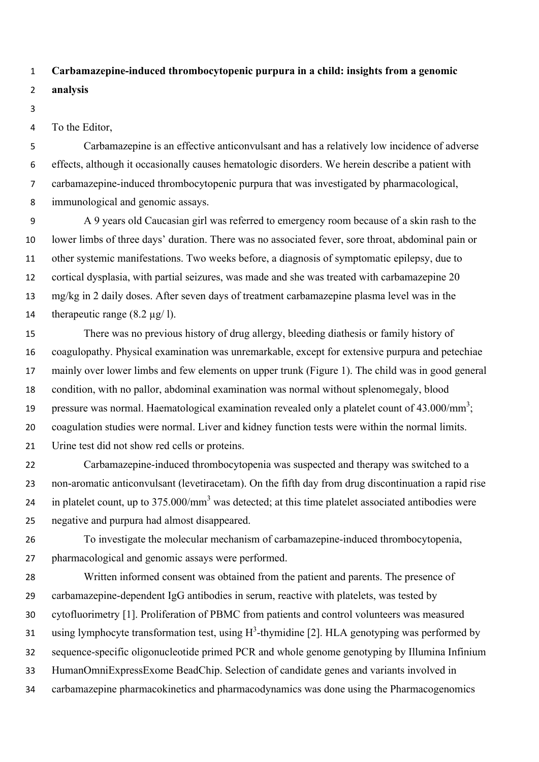**Carbamazepine-induced thrombocytopenic purpura in a child: insights from a genomic analysis**

To the Editor,

Carbamazepine is an effective anticonvulsant and has a relatively low incidence of adverse effects, although it occasionally causes hematologic disorders. We herein describe a patient with carbamazepine-induced thrombocytopenic purpura that was investigated by pharmacological, immunological and genomic assays.

A 9 years old Caucasian girl was referred to emergency room because of a skin rash to the lower limbs of three days' duration. There was no associated fever, sore throat, abdominal pain or other systemic manifestations. Two weeks before, a diagnosis of symptomatic epilepsy, due to cortical dysplasia, with partial seizures, was made and she was treated with carbamazepine 20 mg/kg in 2 daily doses. After seven days of treatment carbamazepine plasma level was in the therapeutic range (8.2 µg/ l).

There was no previous history of drug allergy, bleeding diathesis or family history of coagulopathy. Physical examination was unremarkable, except for extensive purpura and petechiae mainly over lower limbs and few elements on upper trunk (Figure 1). The child was in good general condition, with no pallor, abdominal examination was normal without splenomegaly, blood pressure was normal. Haematological examination revealed only a platelet count of 43.000/mm$^3$; coagulation studies were normal. Liver and kidney function tests were within the normal limits. Urine test did not show red cells or proteins.

Carbamazepine-induced thrombocytopenia was suspected and therapy was switched to a non-aromatic anticonvulsant (levetiracetam). On the fifth day from drug discontinuation a rapid rise in platelet count, up to 375.000/mm$^3$ was detected; at this time platelet associated antibodies were negative and purpura had almost disappeared.

To investigate the molecular mechanism of carbamazepine-induced thrombocytopenia, pharmacological and genomic assays were performed.

Written informed consent was obtained from the patient and parents. The presence of carbamazepine-dependent IgG antibodies in serum, reactive with platelets, was tested by cytofluorimetry [1]. Proliferation of PBMC from patients and control volunteers was measured using lymphocyte transformation test, using $H^3$-thymidine [2]. HLA genotyping was performed by sequence-specific oligonucleotide primed PCR and whole genome genotyping by Illumina Infinium HumanOmniExpressExome BeadChip. Selection of candidate genes and variants involved in carbamazepine pharmacokinetics and pharmacodynamics was done using the Pharmacogenomics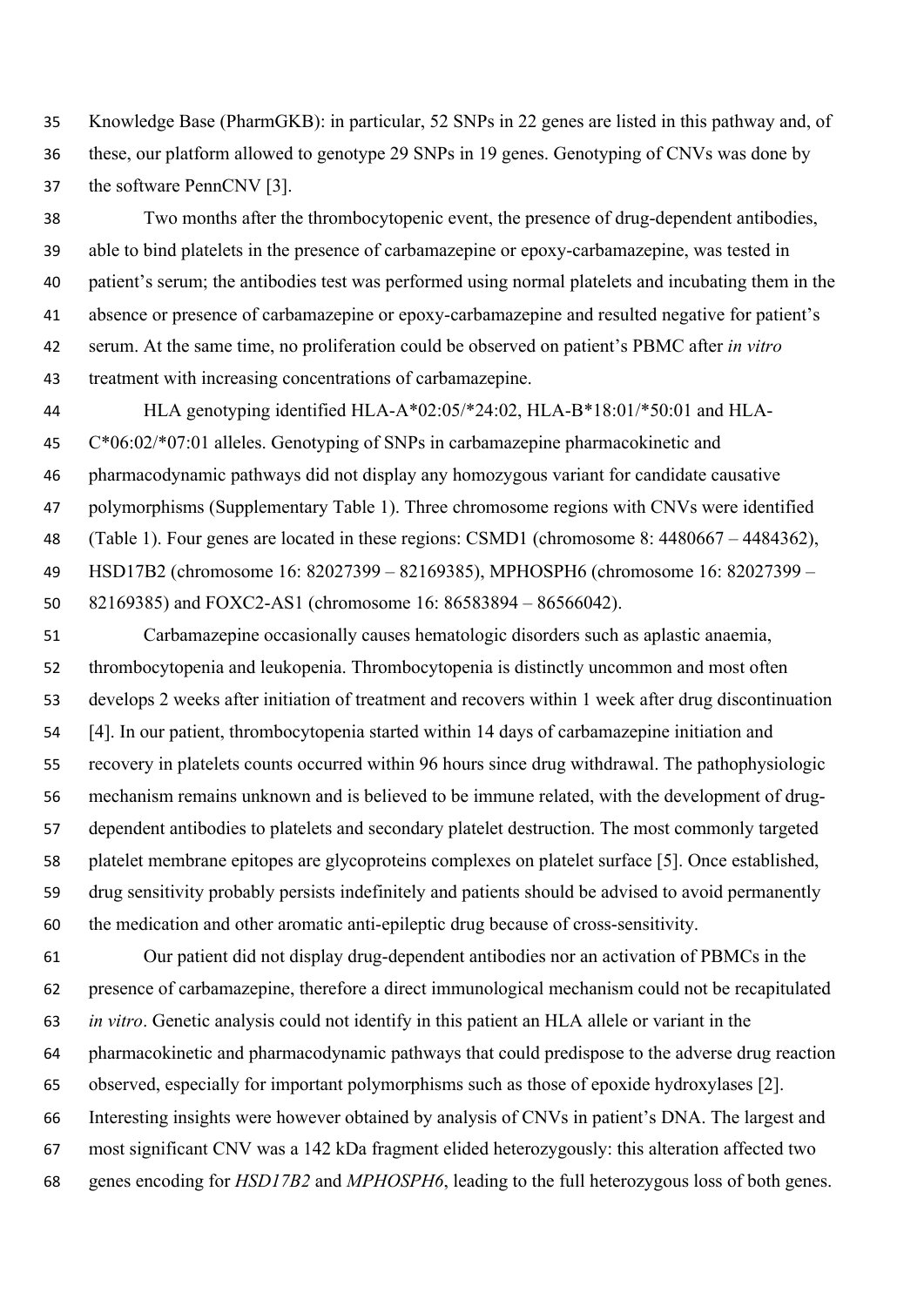Knowledge Base (PharmGKB): in particular, 52 SNPs in 22 genes are listed in this pathway and, of these, our platform allowed to genotype 29 SNPs in 19 genes. Genotyping of CNVs was done by the software PennCNV [3].

Two months after the thrombocytopenic event, the presence of drug-dependent antibodies, able to bind platelets in the presence of carbamazepine or epoxy-carbamazepine, was tested in patient's serum; the antibodies test was performed using normal platelets and incubating them in the absence or presence of carbamazepine or epoxy-carbamazepine and resulted negative for patient's serum. At the same time, no proliferation could be observed on patient's PBMC after *in vitro* treatment with increasing concentrations of carbamazepine.

HLA genotyping identified HLA-A*02:05/*24:02, HLA-B*18:01/*50:01 and HLA-C*06:02/*07:01 alleles. Genotyping of SNPs in carbamazepine pharmacokinetic and pharmacodynamic pathways did not display any homozygous variant for candidate causative polymorphisms (Supplementary Table 1). Three chromosome regions with CNVs were identified (Table 1). Four genes are located in these regions: CSMD1 (chromosome 8: 4480667 – 4484362), HSD17B2 (chromosome 16: 82027399 – 82169385), MPHOSPH6 (chromosome 16: 82027399 – 82169385) and FOXC2-AS1 (chromosome 16: 86583894 – 86566042).

Carbamazepine occasionally causes hematologic disorders such as aplastic anaemia, thrombocytopenia and leukopenia. Thrombocytopenia is distinctly uncommon and most often develops 2 weeks after initiation of treatment and recovers within 1 week after drug discontinuation [4]. In our patient, thrombocytopenia started within 14 days of carbamazepine initiation and recovery in platelets counts occurred within 96 hours since drug withdrawal. The pathophysiologic mechanism remains unknown and is believed to be immune related, with the development of drug-dependent antibodies to platelets and secondary platelet destruction. The most commonly targeted platelet membrane epitopes are glycoproteins complexes on platelet surface [5]. Once established, drug sensitivity probably persists indefinitely and patients should be advised to avoid permanently the medication and other aromatic anti-epileptic drug because of cross-sensitivity.

Our patient did not display drug-dependent antibodies nor an activation of PBMCs in the presence of carbamazepine, therefore a direct immunological mechanism could not be recapitulated *in vitro*. Genetic analysis could not identify in this patient an HLA allele or variant in the pharmacokinetic and pharmacodynamic pathways that could predispose to the adverse drug reaction observed, especially for important polymorphisms such as those of epoxide hydroxylases [2]. Interesting insights were however obtained by analysis of CNVs in patient's DNA. The largest and most significant CNV was a 142 kDa fragment elided heterozygously: this alteration affected two genes encoding for *HSD17B2* and *MPHOSPH6*, leading to the full heterozygous loss of both genes.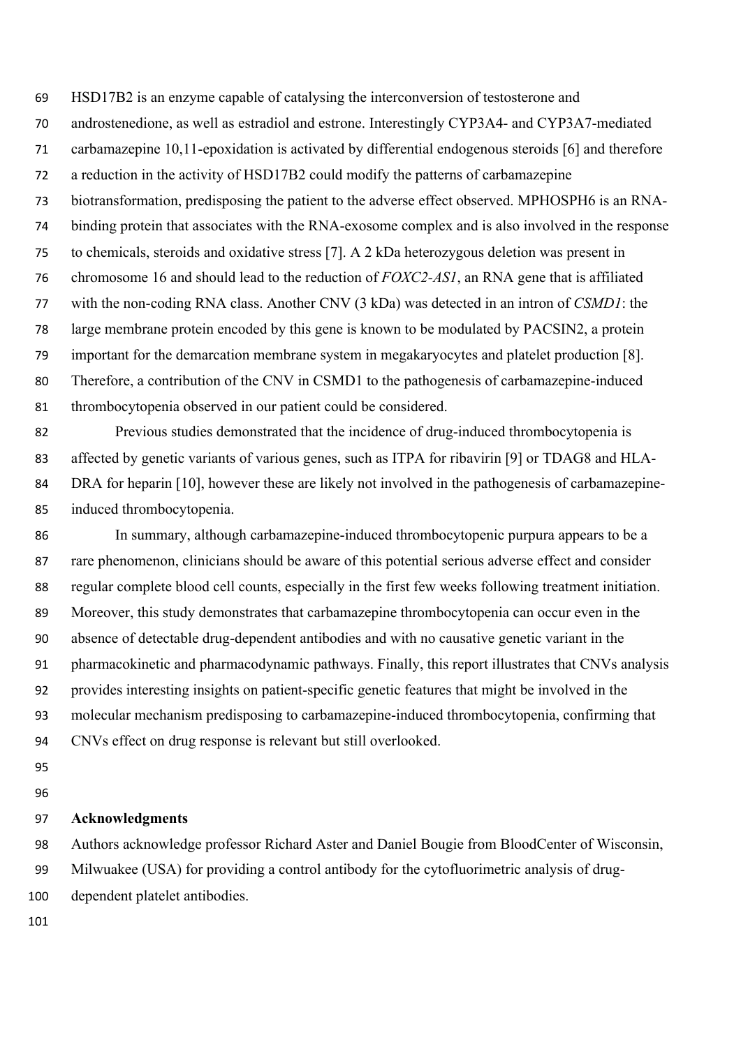HSD17B2 is an enzyme capable of catalysing the interconversion of testosterone and androstenedione, as well as estradiol and estrone. Interestingly CYP3A4- and CYP3A7-mediated carbamazepine 10,11-epoxidation is activated by differential endogenous steroids [6] and therefore a reduction in the activity of HSD17B2 could modify the patterns of carbamazepine biotransformation, predisposing the patient to the adverse effect observed. MPHOSPH6 is an RNA-binding protein that associates with the RNA-exosome complex and is also involved in the response to chemicals, steroids and oxidative stress [7]. A 2 kDa heterozygous deletion was present in chromosome 16 and should lead to the reduction of *FOXC2-AS1*, an RNA gene that is affiliated with the non-coding RNA class. Another CNV (3 kDa) was detected in an intron of *CSMD1*: the large membrane protein encoded by this gene is known to be modulated by PACSIN2, a protein important for the demarcation membrane system in megakaryocytes and platelet production [8]. Therefore, a contribution of the CNV in CSMD1 to the pathogenesis of carbamazepine-induced thrombocytopenia observed in our patient could be considered.

Previous studies demonstrated that the incidence of drug-induced thrombocytopenia is affected by genetic variants of various genes, such as ITPA for ribavirin [9] or TDAG8 and HLA-DRA for heparin [10], however these are likely not involved in the pathogenesis of carbamazepine-induced thrombocytopenia.

In summary, although carbamazepine-induced thrombocytopenic purpura appears to be a rare phenomenon, clinicians should be aware of this potential serious adverse effect and consider regular complete blood cell counts, especially in the first few weeks following treatment initiation. Moreover, this study demonstrates that carbamazepine thrombocytopenia can occur even in the absence of detectable drug-dependent antibodies and with no causative genetic variant in the pharmacokinetic and pharmacodynamic pathways. Finally, this report illustrates that CNVs analysis provides interesting insights on patient-specific genetic features that might be involved in the molecular mechanism predisposing to carbamazepine-induced thrombocytopenia, confirming that CNVs effect on drug response is relevant but still overlooked.

## Acknowledgments

Authors acknowledge professor Richard Aster and Daniel Bougie from BloodCenter of Wisconsin, Milwuakee (USA) for providing a control antibody for the cytofluorimetric analysis of drug-dependent platelet antibodies.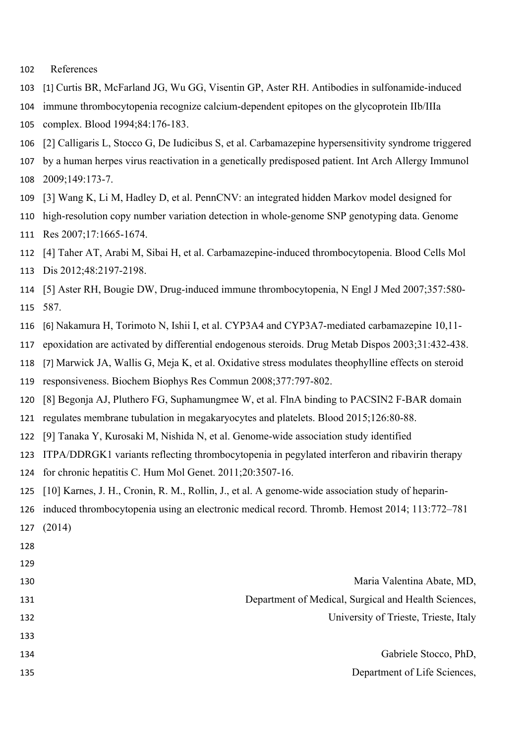References

[1] Curtis BR, McFarland JG, Wu GG, Visentin GP, Aster RH. Antibodies in sulfonamide-induced immune thrombocytopenia recognize calcium-dependent epitopes on the glycoprotein IIb/IIIa complex. Blood 1994;84:176-183.

[2] Calligaris L, Stocco G, De Iudicibus S, et al. Carbamazepine hypersensitivity syndrome triggered by a human herpes virus reactivation in a genetically predisposed patient. Int Arch Allergy Immunol 2009;149:173-7.

[3] Wang K, Li M, Hadley D, et al. PennCNV: an integrated hidden Markov model designed for high-resolution copy number variation detection in whole-genome SNP genotyping data. Genome Res 2007;17:1665-1674.

[4] Taher AT, Arabi M, Sibai H, et al. Carbamazepine-induced thrombocytopenia. Blood Cells Mol Dis 2012;48:2197-2198.

[5] Aster RH, Bougie DW, Drug-induced immune thrombocytopenia, N Engl J Med 2007;357:580-587.

[6] Nakamura H, Torimoto N, Ishii I, et al. CYP3A4 and CYP3A7-mediated carbamazepine 10,11-epoxidation are activated by differential endogenous steroids. Drug Metab Dispos 2003;31:432-438.

[7] Marwick JA, Wallis G, Meja K, et al. Oxidative stress modulates theophylline effects on steroid responsiveness. Biochem Biophys Res Commun 2008;377:797-802.

[8] Begonja AJ, Pluthero FG, Suphamungmee W, et al. FlnA binding to PACSIN2 F-BAR domain regulates membrane tubulation in megakaryocytes and platelets. Blood 2015;126:80-88.

[9] Tanaka Y, Kurosaki M, Nishida N, et al. Genome-wide association study identified ITPA/DDRGK1 variants reflecting thrombocytopenia in pegylated interferon and ribavirin therapy for chronic hepatitis C. Hum Mol Genet. 2011;20:3507-16.

[10] Karnes, J. H., Cronin, R. M., Rollin, J., et al. A genome-wide association study of heparin-induced thrombocytopenia using an electronic medical record. Thromb. Hemost 2014; 113:772–781 (2014)

Maria Valentina Abate, MD,
Department of Medical, Surgical and Health Sciences,
University of Trieste, Trieste, Italy

Gabriele Stocco, PhD,
Department of Life Sciences,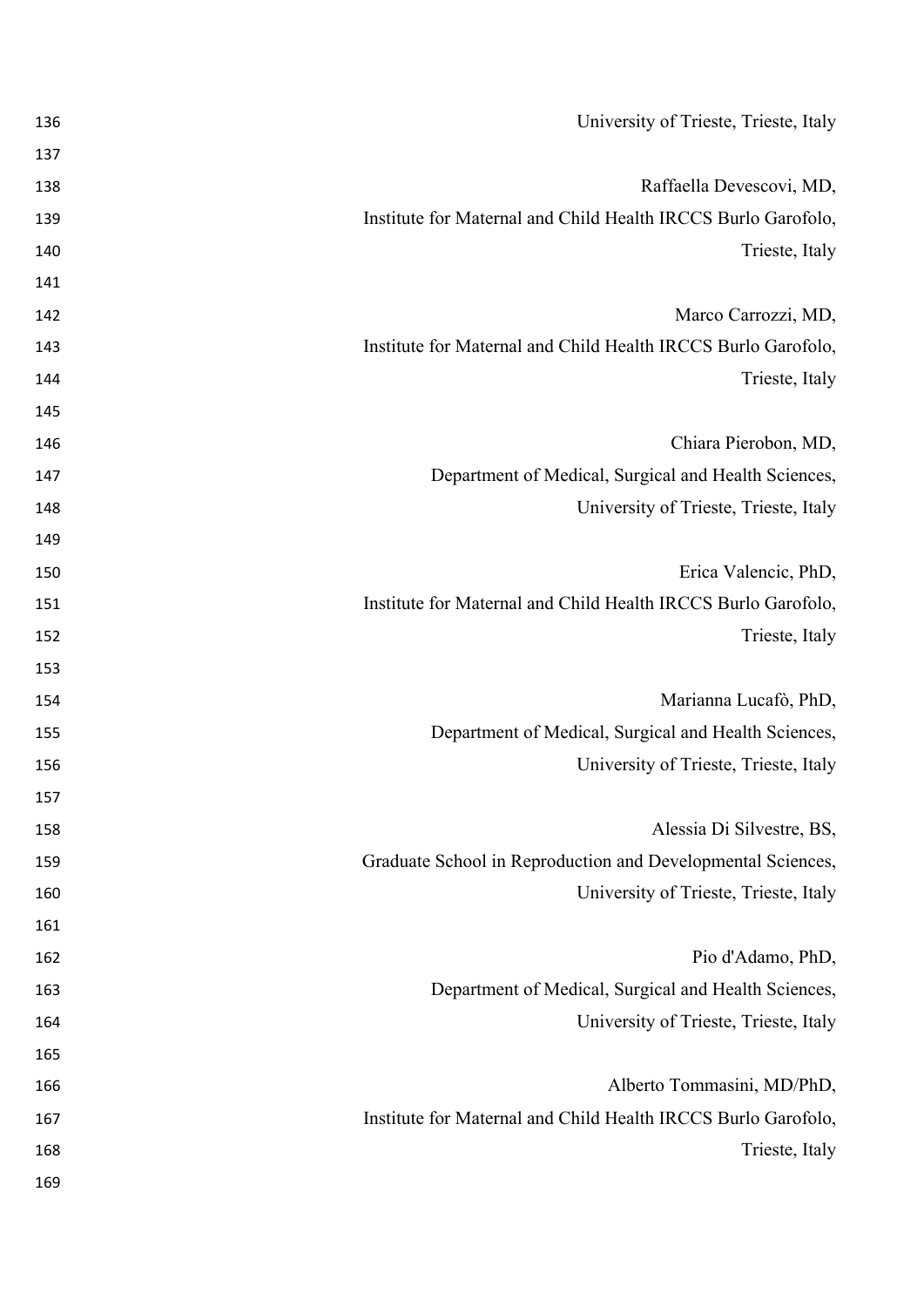University of Trieste, Trieste, Italy

Raffaella Devescovi, MD,
Institute for Maternal and Child Health IRCCS Burlo Garofolo,
Trieste, Italy

Marco Carrozzi, MD,
Institute for Maternal and Child Health IRCCS Burlo Garofolo,
Trieste, Italy

Chiara Pierobon, MD,
Department of Medical, Surgical and Health Sciences,
University of Trieste, Trieste, Italy

Erica Valencic, PhD,
Institute for Maternal and Child Health IRCCS Burlo Garofolo,
Trieste, Italy

Marianna Lucafò, PhD,
Department of Medical, Surgical and Health Sciences,
University of Trieste, Trieste, Italy

Alessia Di Silvestre, BS,
Graduate School in Reproduction and Developmental Sciences,
University of Trieste, Trieste, Italy

Pio d'Adamo, PhD,
Department of Medical, Surgical and Health Sciences,
University of Trieste, Trieste, Italy

Alberto Tommasini, MD/PhD,
Institute for Maternal and Child Health IRCCS Burlo Garofolo,
Trieste, Italy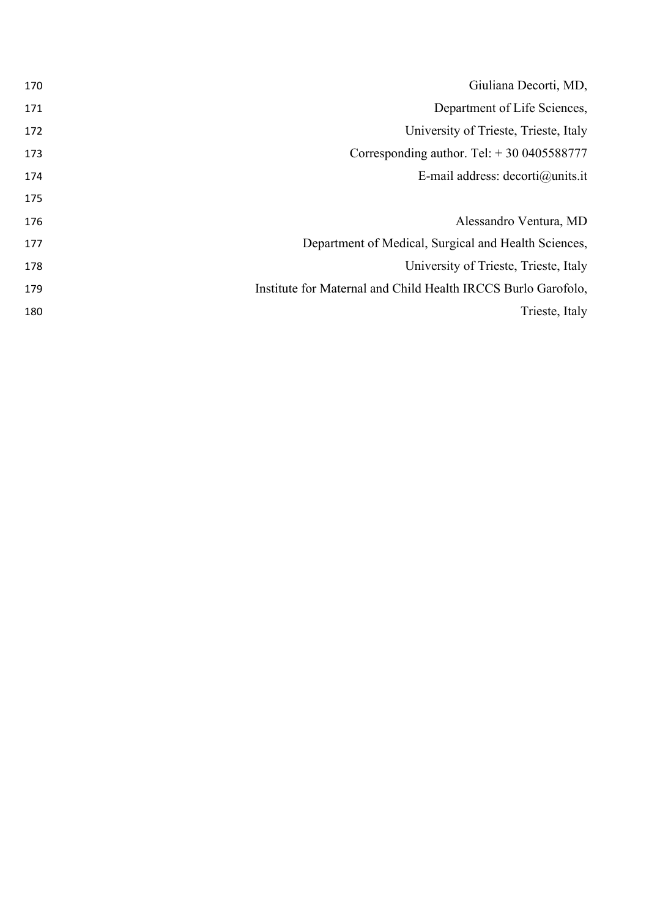Giuliana Decorti, MD,

Department of Life Sciences,

University of Trieste, Trieste, Italy

Corresponding author. Tel: + 30 0405588777

E-mail address: decorti@units.it

Alessandro Ventura, MD

Department of Medical, Surgical and Health Sciences,

University of Trieste, Trieste, Italy

Institute for Maternal and Child Health IRCCS Burlo Garofolo,

Trieste, Italy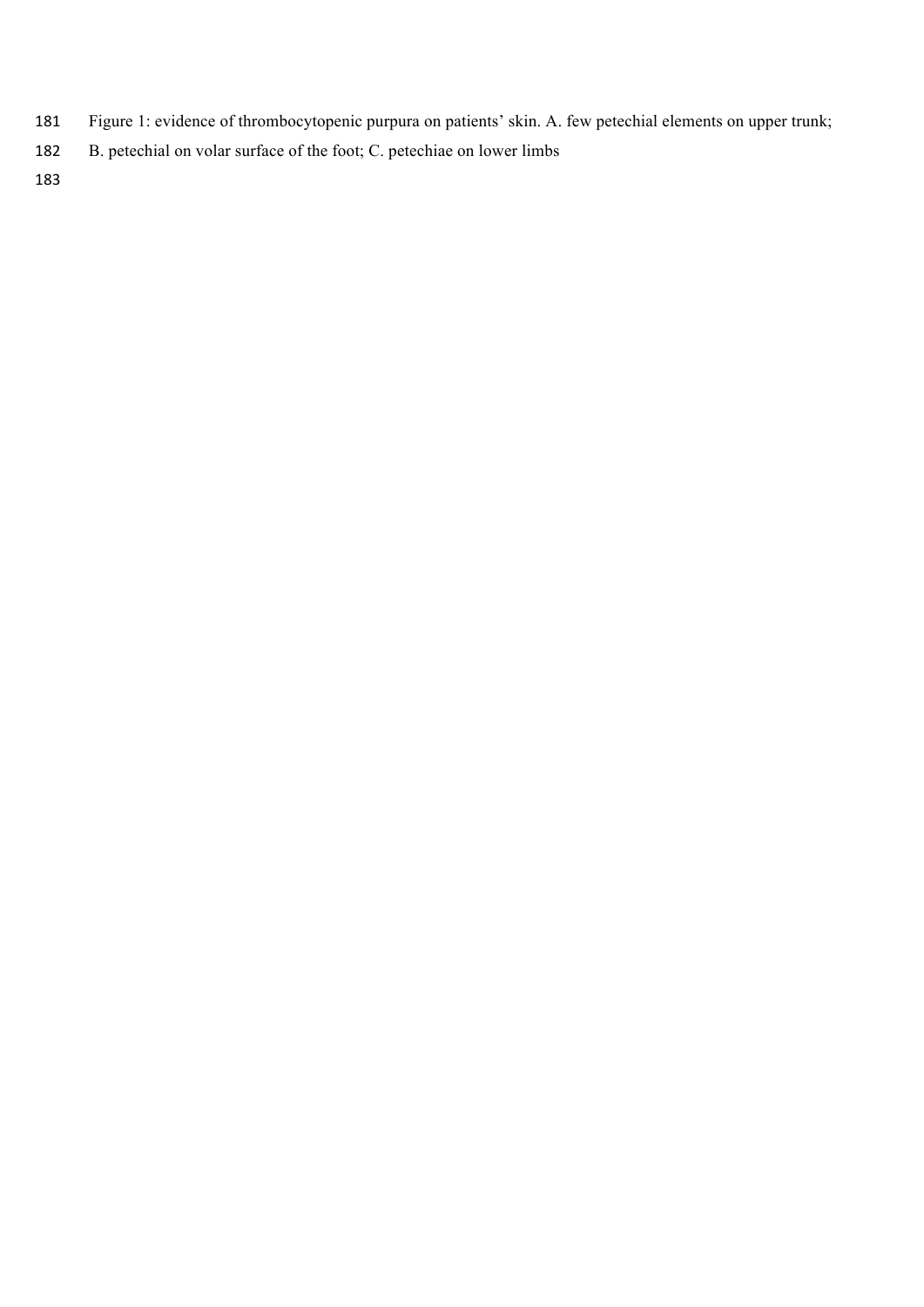Figure 1: evidence of thrombocytopenic purpura on patients' skin. A. few petechial elements on upper trunk; B. petechial on volar surface of the foot; C. petechiae on lower limbs